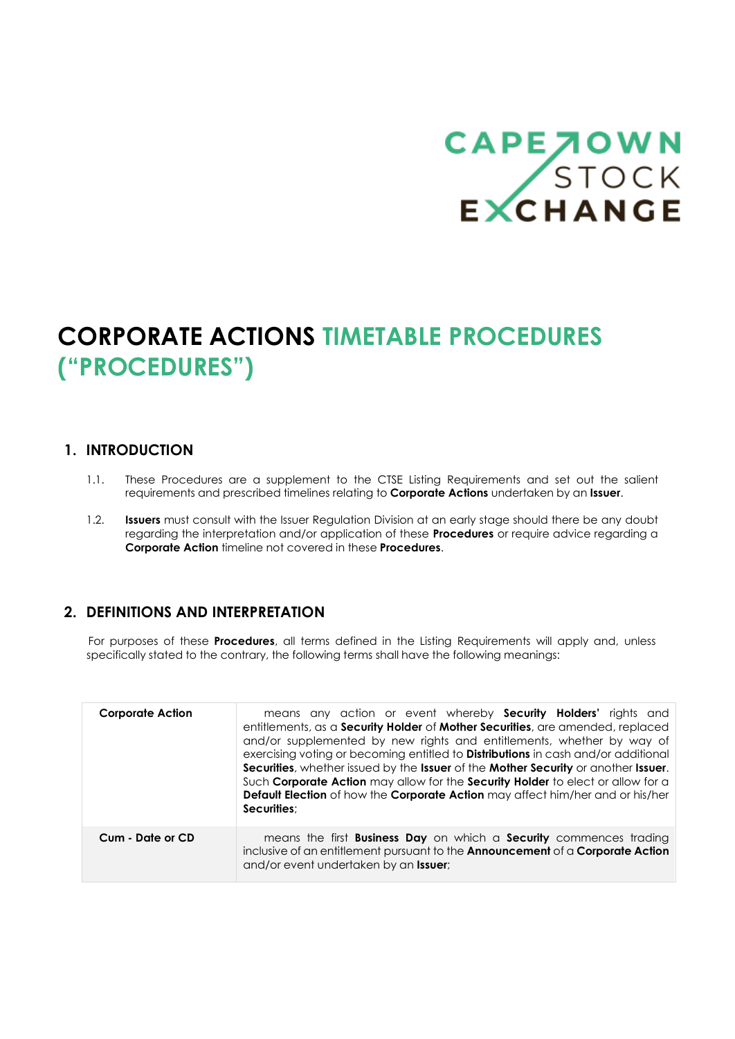# CORPORATE ACTIONS TIMETABLE PROCEDURES ("PROCEDURES")

## 1. INTRODUCTION

1.1. These Procedures are a supplement to the CTSE Listing Requirements and set out the salient requirements and prescribed timelines relating to **Corporate Actions** undertaken by an **Issuer**.

1.2. **Issuers** must consult with the Issuer Regulation Division at an early stage should there be any doubt regarding the interpretation and/or application of these **Procedures** or require advice regarding a **Corporate Action** timeline not covered in these **Procedures**.

## 2. DEFINITIONS AND INTERPRETATION

For purposes of these **Procedures**, all terms defined in the Listing Requirements will apply and, unless specifically stated to the contrary, the following terms shall have the following meanings:

| Term | Meaning |
| --- | --- |
| **Corporate Action** | means any action or event whereby **Security Holders'** rights and entitlements, as a **Security Holder** of **Mother Securities**, are amended, replaced and/or supplemented by new rights and entitlements, whether by way of exercising voting or becoming entitled to **Distributions** in cash and/or additional **Securities**, whether issued by the **Issuer** of the **Mother Security** or another **Issuer**. Such **Corporate Action** may allow for the **Security Holder** to elect or allow for a **Default Election** of how the **Corporate Action** may affect him/her and or his/her **Securities**; |
| **Cum - Date or CD** | means the first **Business Day** on which a **Security** commences trading inclusive of an entitlement pursuant to the **Announcement** of a **Corporate Action** and/or event undertaken by an **Issuer**; |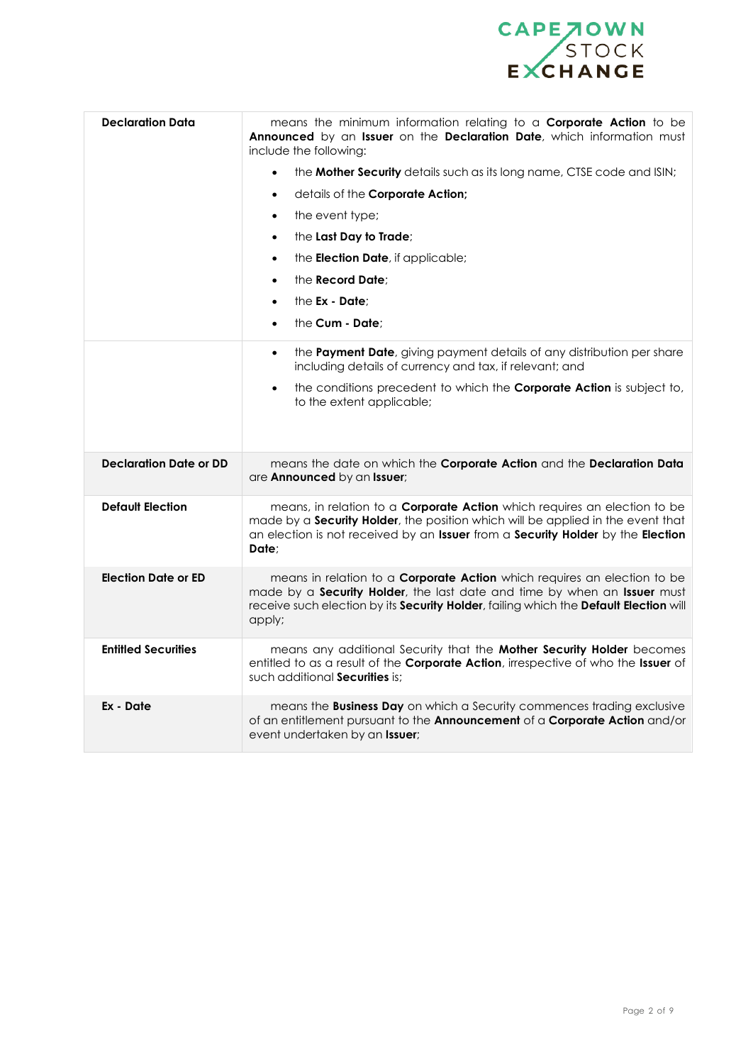| | |
|---|---|
| **Declaration Data** | means the minimum information relating to a **Corporate Action** to be **Announced** by an **Issuer** on the **Declaration Date**, which information must include the following:<br>• the **Mother Security** details such as its long name, CTSE code and ISIN;<br>• details of the **Corporate Action;**<br>• the event type;<br>• the **Last Day to Trade**;<br>• the **Election Date**, if applicable;<br>• the **Record Date**;<br>• the **Ex - Date**;<br>• the **Cum - Date**;<br>• the **Payment Date**, giving payment details of any distribution per share including details of currency and tax, if relevant; and<br>• the conditions precedent to which the **Corporate Action** is subject to, to the extent applicable; |
| **Declaration Date or DD** | means the date on which the **Corporate Action** and the **Declaration Data** are **Announced** by an **Issuer**; |
| **Default Election** | means, in relation to a **Corporate Action** which requires an election to be made by a **Security Holder**, the position which will be applied in the event that an election is not received by an **Issuer** from a **Security Holder** by the **Election Date**; |
| **Election Date or ED** | means in relation to a **Corporate Action** which requires an election to be made by a **Security Holder**, the last date and time by when an **Issuer** must receive such election by its **Security Holder**, failing which the **Default Election** will apply; |
| **Entitled Securities** | means any additional Security that the **Mother Security Holder** becomes entitled to as a result of the **Corporate Action**, irrespective of who the **Issuer** of such additional **Securities** is; |
| **Ex - Date** | means the **Business Day** on which a Security commences trading exclusive of an entitlement pursuant to the **Announcement** of a **Corporate Action** and/or event undertaken by an **Issuer**; |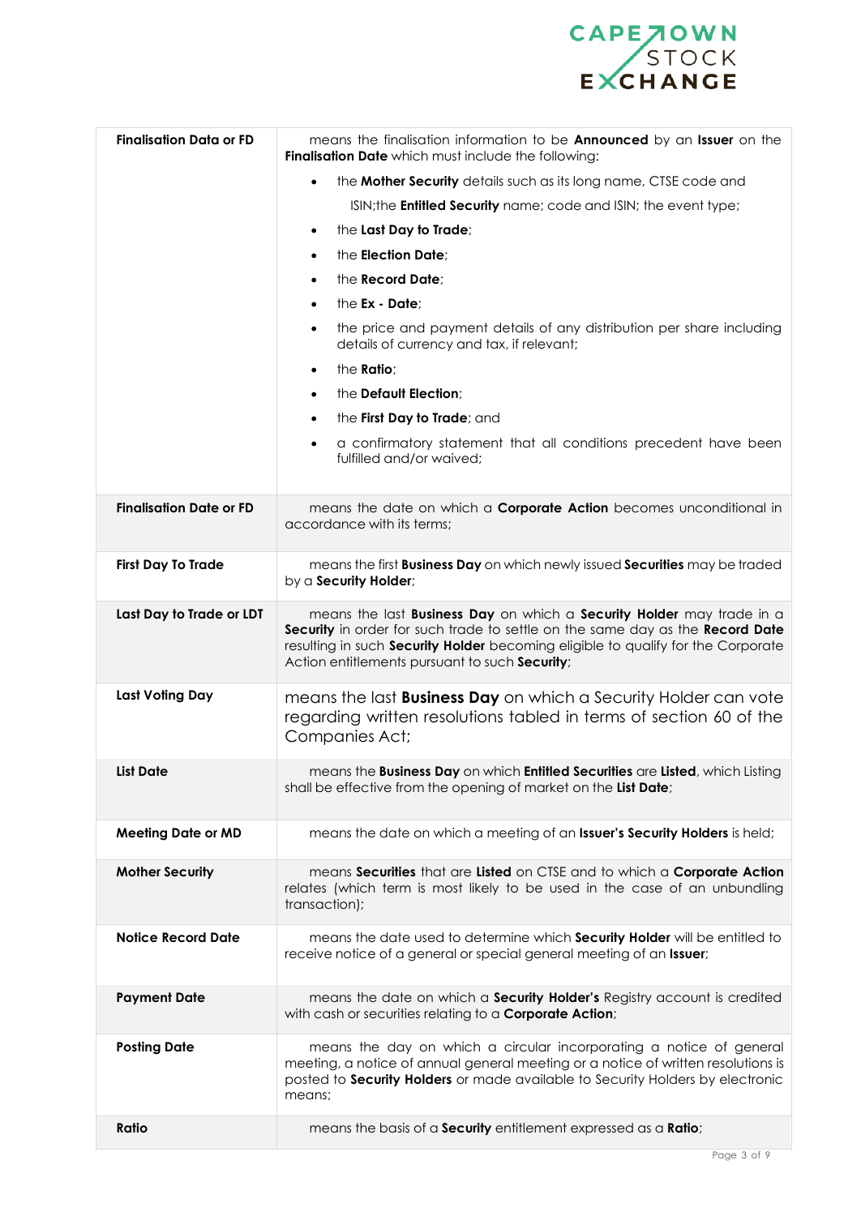| | |
|---|---|
| **Finalisation Data or FD** | means the finalisation information to be **Announced** by an **Issuer** on the **Finalisation Date** which must include the following:<br>• the **Mother Security** details such as its long name, CTSE code and ISIN;the **Entitled Security** name; code and ISIN; the event type;<br>• the **Last Day to Trade**;<br>• the **Election Date**;<br>• the **Record Date**;<br>• the **Ex - Date**;<br>• the price and payment details of any distribution per share including details of currency and tax, if relevant;<br>• the **Ratio**;<br>• the **Default Election**;<br>• the **First Day to Trade**; and<br>• a confirmatory statement that all conditions precedent have been fulfilled and/or waived; |
| **Finalisation Date or FD** | means the date on which a **Corporate Action** becomes unconditional in accordance with its terms; |
| **First Day To Trade** | means the first **Business Day** on which newly issued **Securities** may be traded by a **Security Holder**; |
| **Last Day to Trade or LDT** | means the last **Business Day** on which a **Security Holder** may trade in a **Security** in order for such trade to settle on the same day as the **Record Date** resulting in such **Security Holder** becoming eligible to qualify for the Corporate Action entitlements pursuant to such **Security**; |
| **Last Voting Day** | means the last **Business Day** on which a Security Holder can vote regarding written resolutions tabled in terms of section 60 of the Companies Act; |
| **List Date** | means the **Business Day** on which **Entitled Securities** are **Listed**, which Listing shall be effective from the opening of market on the **List Date**; |
| **Meeting Date or MD** | means the date on which a meeting of an **Issuer's Security Holders** is held; |
| **Mother Security** | means **Securities** that are **Listed** on CTSE and to which a **Corporate Action** relates (which term is most likely to be used in the case of an unbundling transaction); |
| **Notice Record Date** | means the date used to determine which **Security Holder** will be entitled to receive notice of a general or special general meeting of an **Issuer**; |
| **Payment Date** | means the date on which a **Security Holder's** Registry account is credited with cash or securities relating to a **Corporate Action**; |
| **Posting Date** | means the day on which a circular incorporating a notice of general meeting, a notice of annual general meeting or a notice of written resolutions is posted to **Security Holders** or made available to Security Holders by electronic means; |
| **Ratio** | means the basis of a **Security** entitlement expressed as a **Ratio**; |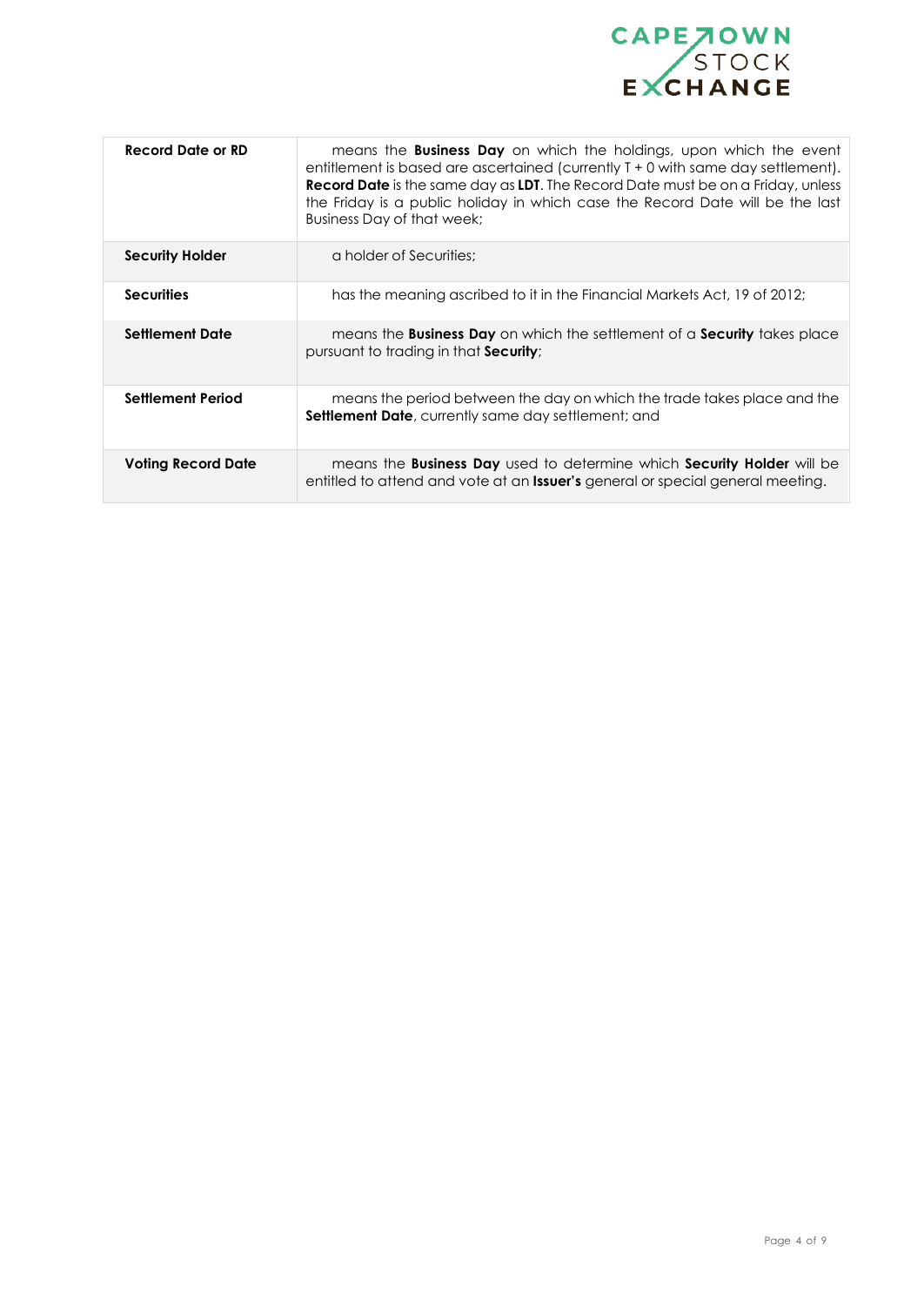| | |
|---|---|
| **Record Date or RD** | means the **Business Day** on which the holdings, upon which the event entitlement is based are ascertained (currently T + 0 with same day settlement). **Record Date** is the same day as **LDT**. The Record Date must be on a Friday, unless the Friday is a public holiday in which case the Record Date will be the last Business Day of that week; |
| **Security Holder** | a holder of Securities; |
| **Securities** | has the meaning ascribed to it in the Financial Markets Act, 19 of 2012; |
| **Settlement Date** | means the **Business Day** on which the settlement of a **Security** takes place pursuant to trading in that **Security**; |
| **Settlement Period** | means the period between the day on which the trade takes place and the **Settlement Date**, currently same day settlement; and |
| **Voting Record Date** | means the **Business Day** used to determine which **Security Holder** will be entitled to attend and vote at an **Issuer's** general or special general meeting. |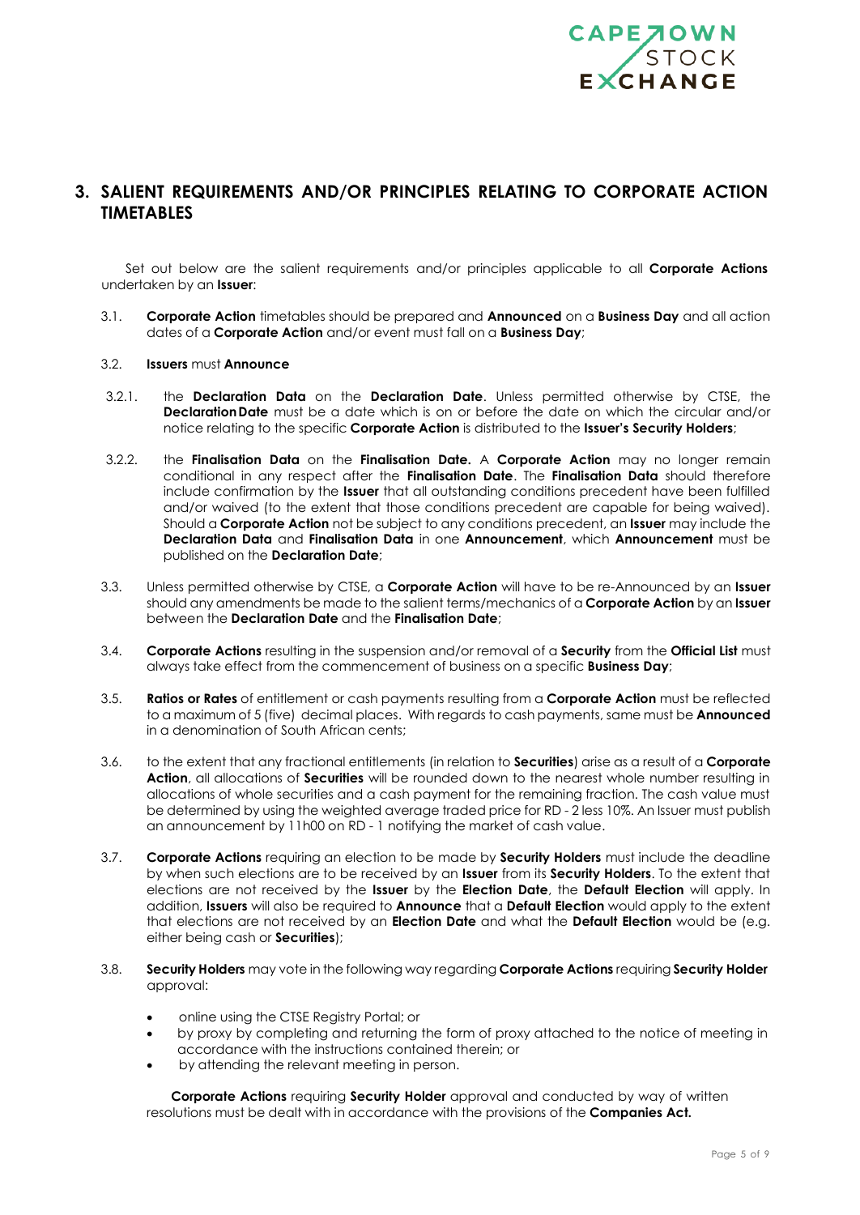## 3. SALIENT REQUIREMENTS AND/OR PRINCIPLES RELATING TO CORPORATE ACTION TIMETABLES

Set out below are the salient requirements and/or principles applicable to all **Corporate Actions** undertaken by an **Issuer**:

3.1. **Corporate Action** timetables should be prepared and **Announced** on a **Business Day** and all action dates of a **Corporate Action** and/or event must fall on a **Business Day**;

3.2. **Issuers** must **Announce**

3.2.1. the **Declaration Data** on the **Declaration Date**. Unless permitted otherwise by CTSE, the **Declaration Date** must be a date which is on or before the date on which the circular and/or notice relating to the specific **Corporate Action** is distributed to the **Issuer's Security Holders**;

3.2.2. the **Finalisation Data** on the **Finalisation Date.** A **Corporate Action** may no longer remain conditional in any respect after the **Finalisation Date**. The **Finalisation Data** should therefore include confirmation by the **Issuer** that all outstanding conditions precedent have been fulfilled and/or waived (to the extent that those conditions precedent are capable for being waived). Should a **Corporate Action** not be subject to any conditions precedent, an **Issuer** may include the **Declaration Data** and **Finalisation Data** in one **Announcement**, which **Announcement** must be published on the **Declaration Date**;

3.3. Unless permitted otherwise by CTSE, a **Corporate Action** will have to be re-Announced by an **Issuer** should any amendments be made to the salient terms/mechanics of a **Corporate Action** by an **Issuer** between the **Declaration Date** and the **Finalisation Date**;

3.4. **Corporate Actions** resulting in the suspension and/or removal of a **Security** from the **Official List** must always take effect from the commencement of business on a specific **Business Day**;

3.5. **Ratios or Rates** of entitlement or cash payments resulting from a **Corporate Action** must be reflected to a maximum of 5 (five) decimal places. With regards to cash payments, same must be **Announced** in a denomination of South African cents;

3.6. to the extent that any fractional entitlements (in relation to **Securities**) arise as a result of a **Corporate Action**, all allocations of **Securities** will be rounded down to the nearest whole number resulting in allocations of whole securities and a cash payment for the remaining fraction. The cash value must be determined by using the weighted average traded price for RD - 2 less 10%. An Issuer must publish an announcement by 11h00 on RD - 1 notifying the market of cash value.

3.7. **Corporate Actions** requiring an election to be made by **Security Holders** must include the deadline by when such elections are to be received by an **Issuer** from its **Security Holders**. To the extent that elections are not received by the **Issuer** by the **Election Date**, the **Default Election** will apply. In addition, **Issuers** will also be required to **Announce** that a **Default Election** would apply to the extent that elections are not received by an **Election Date** and what the **Default Election** would be (e.g. either being cash or **Securities**);

3.8. **Security Holders** may vote in the following way regarding **Corporate Actions** requiring **Security Holder** approval:

- online using the CTSE Registry Portal; or
- by proxy by completing and returning the form of proxy attached to the notice of meeting in accordance with the instructions contained therein; or
- by attending the relevant meeting in person.

**Corporate Actions** requiring **Security Holder** approval and conducted by way of written resolutions must be dealt with in accordance with the provisions of the **Companies Act.**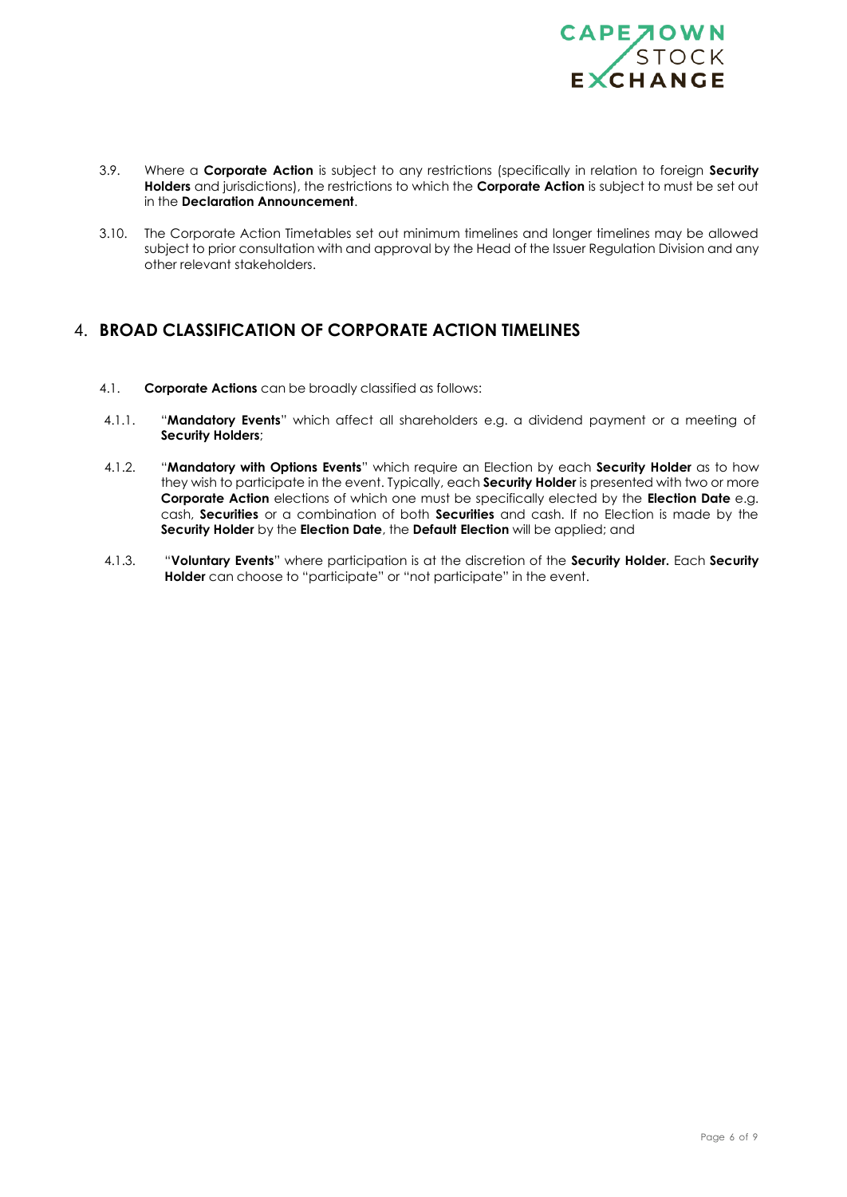3.9. Where a **Corporate Action** is subject to any restrictions (specifically in relation to foreign **Security Holders** and jurisdictions), the restrictions to which the **Corporate Action** is subject to must be set out in the **Declaration Announcement**.

3.10. The Corporate Action Timetables set out minimum timelines and longer timelines may be allowed subject to prior consultation with and approval by the Head of the Issuer Regulation Division and any other relevant stakeholders.

## 4. BROAD CLASSIFICATION OF CORPORATE ACTION TIMELINES

4.1. **Corporate Actions** can be broadly classified as follows:

4.1.1. "**Mandatory Events**" which affect all shareholders e.g. a dividend payment or a meeting of **Security Holders**;

4.1.2. "**Mandatory with Options Events**" which require an Election by each **Security Holder** as to how they wish to participate in the event. Typically, each **Security Holder** is presented with two or more **Corporate Action** elections of which one must be specifically elected by the **Election Date** e.g. cash, **Securities** or a combination of both **Securities** and cash. If no Election is made by the **Security Holder** by the **Election Date**, the **Default Election** will be applied; and

4.1.3. "**Voluntary Events**" where participation is at the discretion of the **Security Holder.** Each **Security Holder** can choose to "participate" or "not participate" in the event.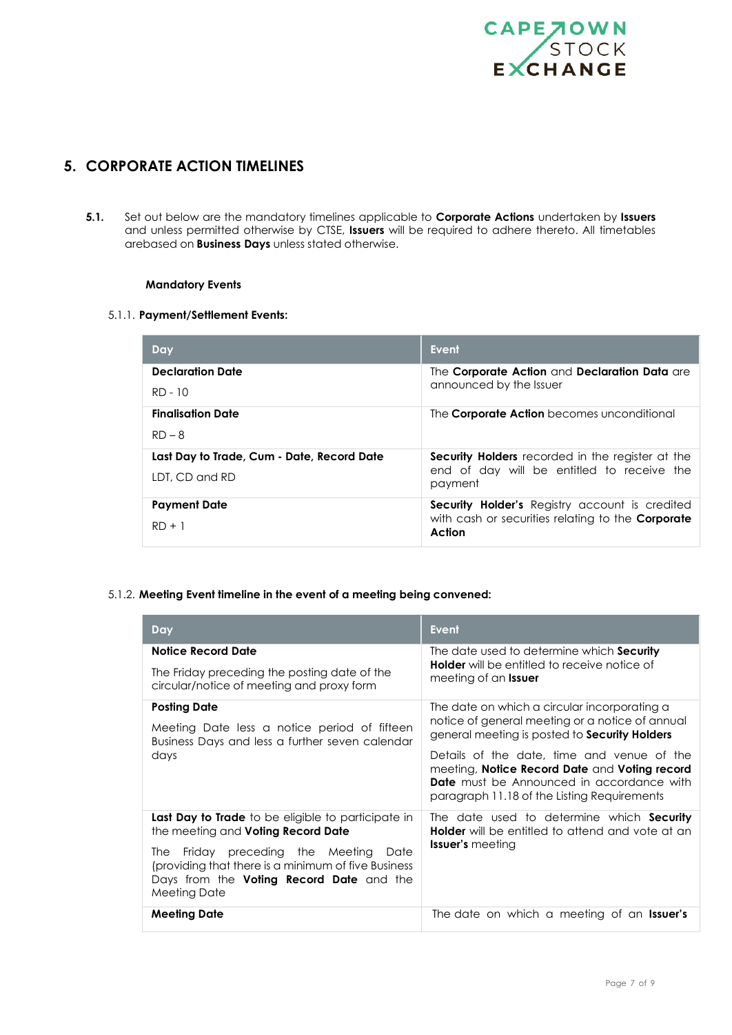## 5. CORPORATE ACTION TIMELINES

**5.1.** Set out below are the mandatory timelines applicable to **Corporate Actions** undertaken by **Issuers** and unless permitted otherwise by CTSE, **Issuers** will be required to adhere thereto. All timetables arebased on **Business Days** unless stated otherwise.

**Mandatory Events**

5.1.1. **Payment/Settlement Events:**

| Day | Event |
|---|---|
| **Declaration Date**<br>RD - 10 | The **Corporate Action** and **Declaration Data** are announced by the Issuer |
| **Finalisation Date**<br>RD – 8 | The **Corporate Action** becomes unconditional |
| **Last Day to Trade, Cum - Date, Record Date**<br>LDT, CD and RD | **Security Holders** recorded in the register at the end of day will be entitled to receive the payment |
| **Payment Date**<br>RD + 1 | **Security Holder's** Registry account is credited with cash or securities relating to the **Corporate Action** |

5.1.2. **Meeting Event timeline in the event of a meeting being convened:**

| Day | Event |
|---|---|
| **Notice Record Date**<br>The Friday preceding the posting date of the circular/notice of meeting and proxy form | The date used to determine which **Security Holder** will be entitled to receive notice of meeting of an **Issuer** |
| **Posting Date**<br>Meeting Date less a notice period of fifteen Business Days and less a further seven calendar days | The date on which a circular incorporating a notice of general meeting or a notice of annual general meeting is posted to **Security Holders**<br>Details of the date, time and venue of the meeting, **Notice Record Date** and **Voting record Date** must be Announced in accordance with paragraph 11.18 of the Listing Requirements |
| **Last Day to Trade** to be eligible to participate in the meeting and **Voting Record Date**<br>The Friday preceding the Meeting Date (providing that there is a minimum of five Business Days from the **Voting Record Date** and the Meeting Date | The date used to determine which **Security Holder** will be entitled to attend and vote at an **Issuer's** meeting |
| **Meeting Date** | The date on which a meeting of an **Issuer's** |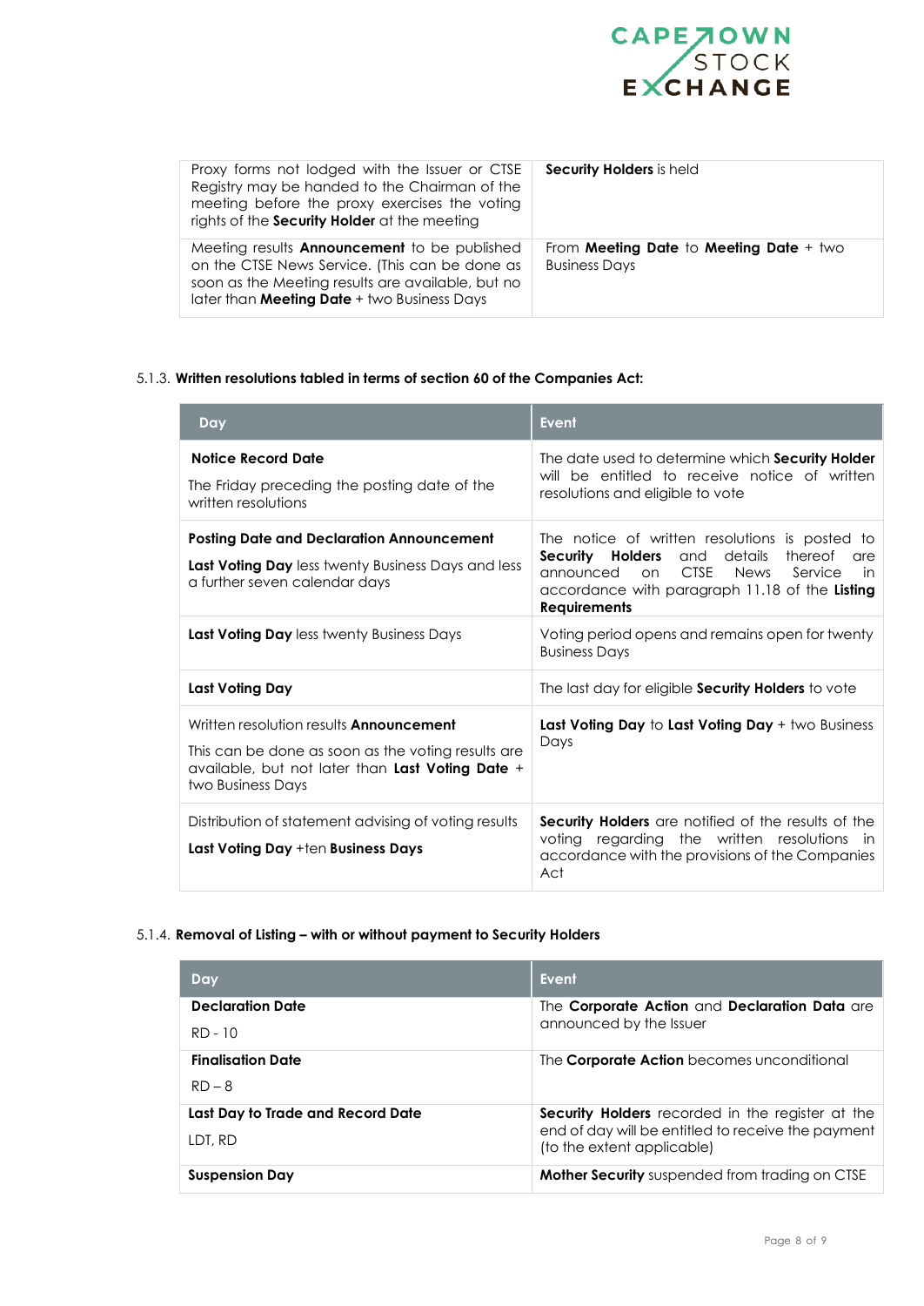| | |
|---|---|
| Proxy forms not lodged with the Issuer or CTSE Registry may be handed to the Chairman of the meeting before the proxy exercises the voting rights of the **Security Holder** at the meeting | **Security Holders** is held |
| Meeting results **Announcement** to be published on the CTSE News Service. (This can be done as soon as the Meeting results are available, but no later than **Meeting Date** + two Business Days | From **Meeting Date** to **Meeting Date** + two Business Days |

5.1.3. **Written resolutions tabled in terms of section 60 of the Companies Act:**

| Day | Event |
|---|---|
| **Notice Record Date**<br><br>The Friday preceding the posting date of the written resolutions | The date used to determine which **Security Holder** will be entitled to receive notice of written resolutions and eligible to vote |
| **Posting Date and Declaration Announcement**<br><br>**Last Voting Day** less twenty Business Days and less a further seven calendar days | The notice of written resolutions is posted to **Security Holders** and details thereof are announced on CTSE News Service in accordance with paragraph 11.18 of the **Listing Requirements** |
| **Last Voting Day** less twenty Business Days | Voting period opens and remains open for twenty Business Days |
| **Last Voting Day** | The last day for eligible **Security Holders** to vote |
| Written resolution results **Announcement**<br><br>This can be done as soon as the voting results are available, but not later than **Last Voting Date** + two Business Days | **Last Voting Day** to **Last Voting Day** + two Business Days |
| Distribution of statement advising of voting results<br><br>**Last Voting Day** +ten **Business Days** | **Security Holders** are notified of the results of the voting regarding the written resolutions in accordance with the provisions of the Companies Act |

5.1.4. **Removal of Listing – with or without payment to Security Holders**

| Day | Event |
|---|---|
| **Declaration Date**<br><br>RD - 10 | The **Corporate Action** and **Declaration Data** are announced by the Issuer |
| **Finalisation Date**<br><br>RD – 8 | The **Corporate Action** becomes unconditional |
| **Last Day to Trade and Record Date**<br><br>LDT, RD | **Security Holders** recorded in the register at the end of day will be entitled to receive the payment (to the extent applicable) |
| **Suspension Day** | **Mother Security** suspended from trading on CTSE |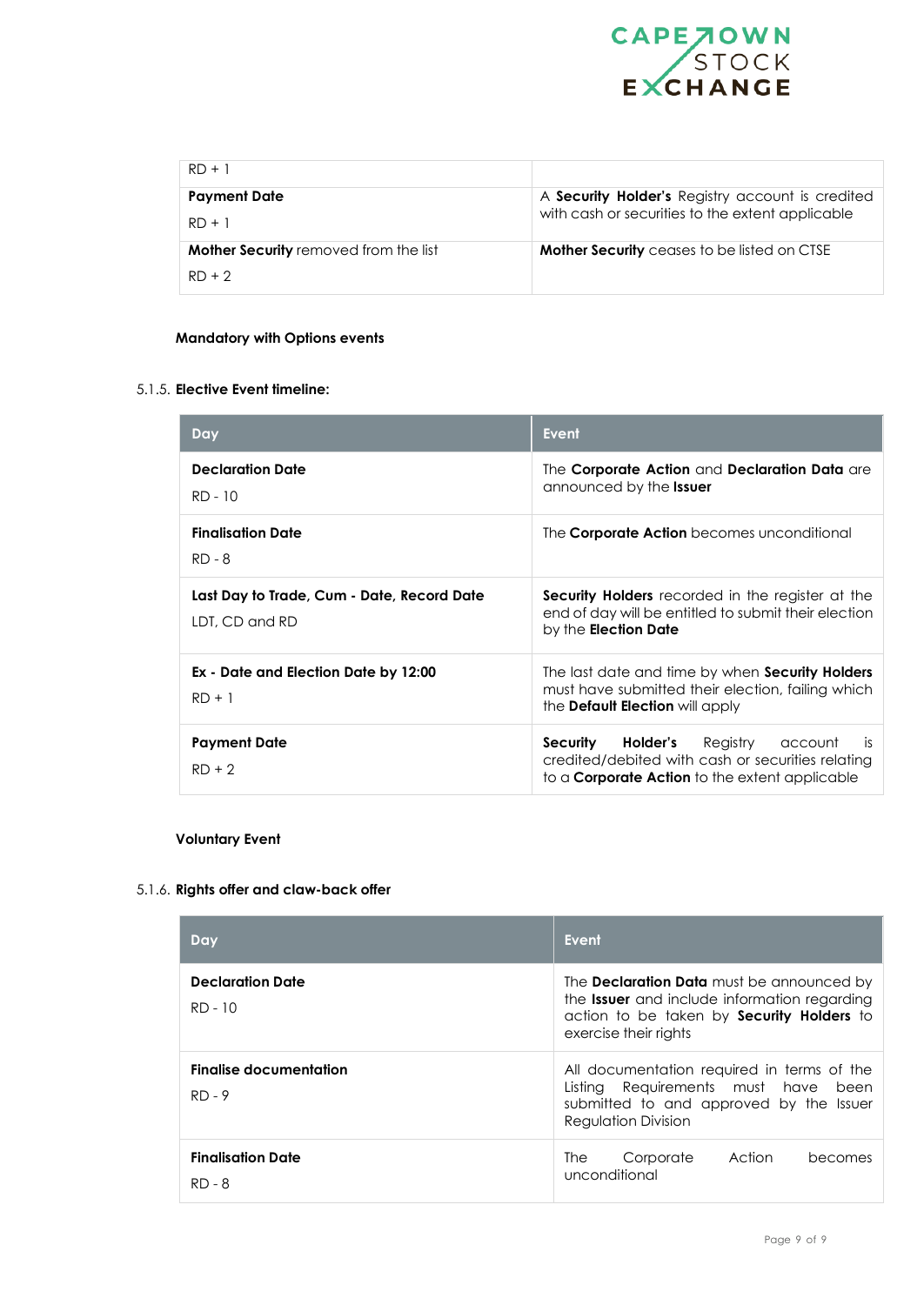| | |
|---|---|
| RD + 1 | |
| **Payment Date**<br><br>RD + 1 | A **Security Holder's** Registry account is credited with cash or securities to the extent applicable |
| **Mother Security** removed from the list<br><br>RD + 2 | **Mother Security** ceases to be listed on CTSE |

**Mandatory with Options events**

5.1.5. **Elective Event timeline:**

| Day | Event |
|---|---|
| **Declaration Date**<br><br>RD - 10 | The **Corporate Action** and **Declaration Data** are announced by the **Issuer** |
| **Finalisation Date**<br><br>RD - 8 | The **Corporate Action** becomes unconditional |
| **Last Day to Trade, Cum - Date, Record Date**<br><br>LDT, CD and RD | **Security Holders** recorded in the register at the end of day will be entitled to submit their election by the **Election Date** |
| **Ex - Date and Election Date by 12:00**<br><br>RD + 1 | The last date and time by when **Security Holders** must have submitted their election, failing which the **Default Election** will apply |
| **Payment Date**<br><br>RD + 2 | **Security Holder's** Registry account is credited/debited with cash or securities relating to a **Corporate Action** to the extent applicable |

**Voluntary Event**

5.1.6. **Rights offer and claw-back offer**

| Day | Event |
|---|---|
| **Declaration Date**<br><br>RD - 10 | The **Declaration Data** must be announced by the **Issuer** and include information regarding action to be taken by **Security Holders** to exercise their rights |
| **Finalise documentation**<br><br>RD - 9 | All documentation required in terms of the Listing Requirements must have been submitted to and approved by the Issuer Regulation Division |
| **Finalisation Date**<br><br>RD - 8 | The Corporate Action becomes unconditional |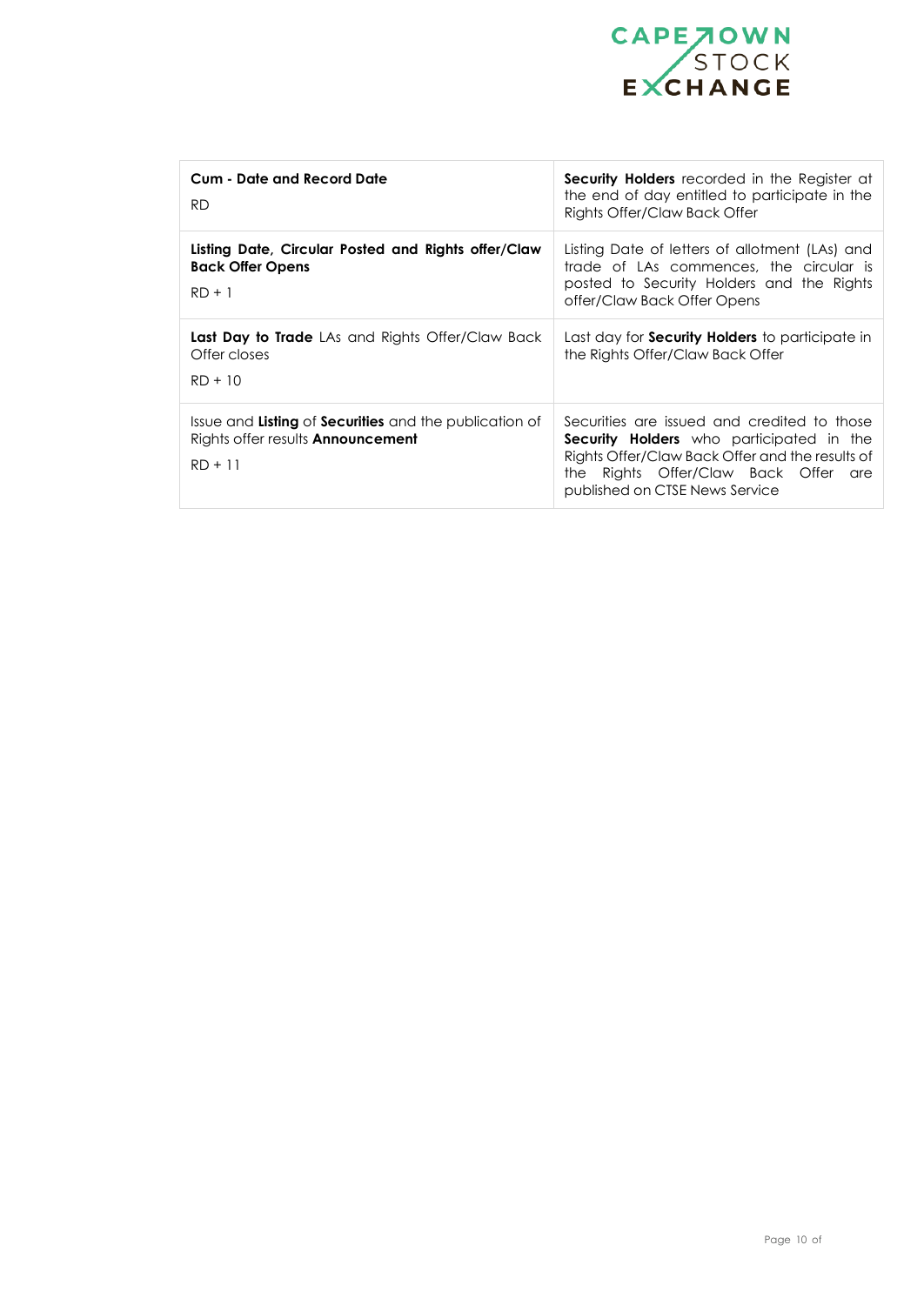| | |
|---|---|
| **Cum - Date and Record Date**<br><br>RD | **Security Holders** recorded in the Register at the end of day entitled to participate in the Rights Offer/Claw Back Offer |
| **Listing Date, Circular Posted and Rights offer/Claw Back Offer Opens**<br><br>RD + 1 | Listing Date of letters of allotment (LAs) and trade of LAs commences, the circular is posted to Security Holders and the Rights offer/Claw Back Offer Opens |
| **Last Day to Trade** LAs and Rights Offer/Claw Back Offer closes<br><br>RD + 10 | Last day for **Security Holders** to participate in the Rights Offer/Claw Back Offer |
| Issue and **Listing** of **Securities** and the publication of Rights offer results **Announcement**<br><br>RD + 11 | Securities are issued and credited to those **Security Holders** who participated in the Rights Offer/Claw Back Offer and the results of the Rights Offer/Claw Back Offer are published on CTSE News Service |